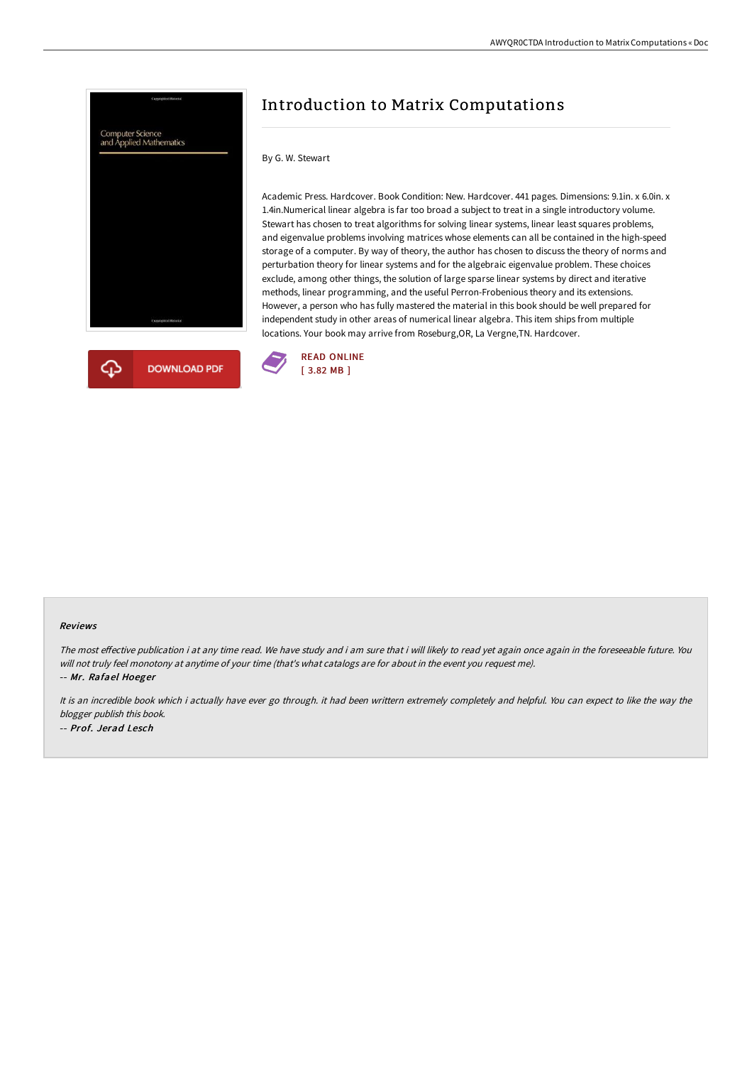# Introduction to Matrix Computations

By G. W. Stewart

Academic Press. Hardcover. Book Condition: New. Hardcover. 441 pages. Dimensions: 9.1in. x 6.0in. x 1.4in.Numerical linear algebra is far too broad a subject to treat in a single introductory volume. Stewart has chosen to treat algorithms for solving linear systems, linear least squares problems, and eigenvalue problems involving matrices whose elements can all be contained in the high-speed storage of a computer. By way of theory, the author has chosen to discuss the theory of norms and perturbation theory for linear systems and for the algebraic eigenvalue problem. These choices exclude, among other things, the solution of large sparse linear systems by direct and iterative methods, linear programming, and the useful Perron-Frobenious theory and its extensions. However, a person who has fully mastered the material in this book should be well prepared for independent study in other areas of numerical linear algebra. This item ships from multiple locations. Your book may arrive from Roseburg,OR, La Vergne,TN. Hardcover.

DOWNLOAD PDF

READ ONLINE
[ 3.82 MB ]

### Reviews

*The most effective publication i at any time read. We have study and i am sure that i will likely to read yet again once again in the foreseeable future. You will not truly feel monotony at anytime of your time (that's what catalogs are for about in the event you request me).*

-- ***Mr. Rafael Hoeger***

*It is an incredible book which i actually have ever go through. it had been writtern extremely completely and helpful. You can expect to like the way the blogger publish this book.*

-- ***Prof. Jerad Lesch***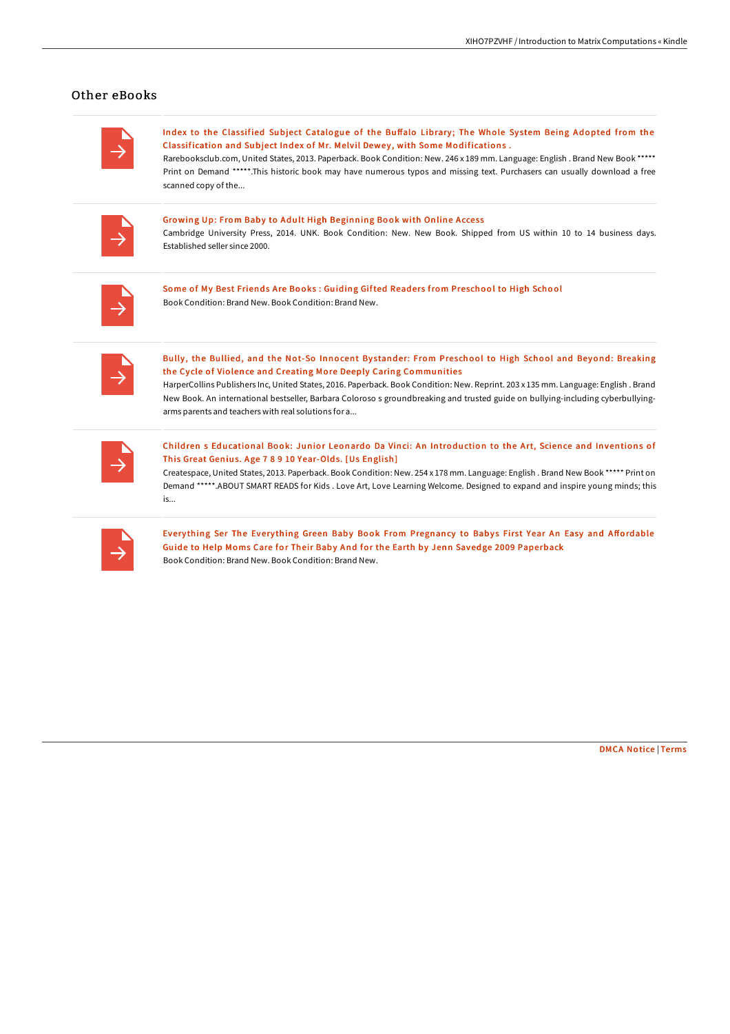## Other eBooks

**Index to the Classified Subject Catalogue of the Buffalo Library; The Whole System Being Adopted from the Classification and Subject Index of Mr. Melvil Dewey, with Some Modifications .**

Rarebooksclub.com, United States, 2013. Paperback. Book Condition: New. 246 x 189 mm. Language: English . Brand New Book ***** Print on Demand *****.This historic book may have numerous typos and missing text. Purchasers can usually download a free scanned copy of the...

**Growing Up: From Baby to Adult High Beginning Book with Online Access**

Cambridge University Press, 2014. UNK. Book Condition: New. New Book. Shipped from US within 10 to 14 business days. Established seller since 2000.

**Some of My Best Friends Are Books : Guiding Gifted Readers from Preschool to High School**

Book Condition: Brand New. Book Condition: Brand New.

**Bully, the Bullied, and the Not-So Innocent Bystander: From Preschool to High School and Beyond: Breaking the Cycle of Violence and Creating More Deeply Caring Communities**

HarperCollins Publishers Inc, United States, 2016. Paperback. Book Condition: New. Reprint. 203 x 135 mm. Language: English . Brand New Book. An international bestseller, Barbara Coloroso s groundbreaking and trusted guide on bullying-including cyberbullying-arms parents and teachers with real solutions for a...

**Children s Educational Book: Junior Leonardo Da Vinci: An Introduction to the Art, Science and Inventions of This Great Genius. Age 7 8 9 10 Year-Olds. [Us English]**

Createspace, United States, 2013. Paperback. Book Condition: New. 254 x 178 mm. Language: English . Brand New Book ***** Print on Demand *****.ABOUT SMART READS for Kids . Love Art, Love Learning Welcome. Designed to expand and inspire young minds; this is...

**Everything Ser The Everything Green Baby Book From Pregnancy to Babys First Year An Easy and Affordable Guide to Help Moms Care for Their Baby And for the Earth by Jenn Savedge 2009 Paperback**

Book Condition: Brand New. Book Condition: Brand New.